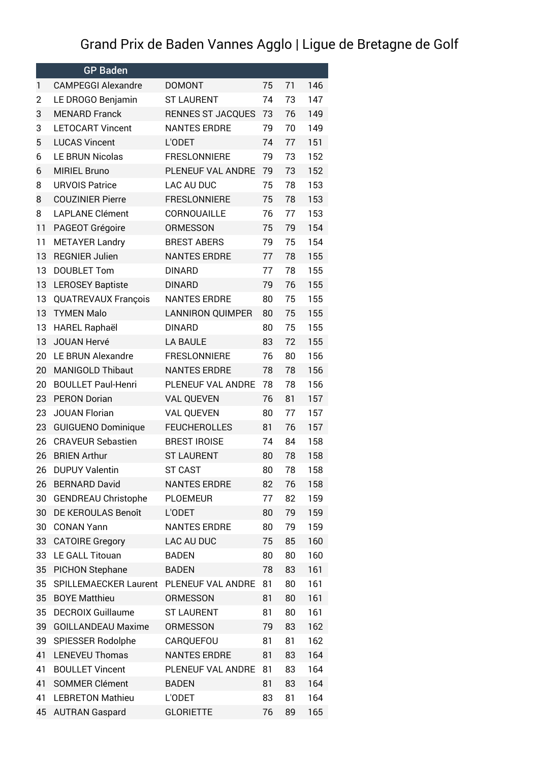# Grand Prix de Baden Vannes Agglo | Ligue de Bretagne de Golf

| | GP Baden | | | | |
|---|---|---|---|---|---|
| 1 | CAMPEGGI Alexandre | DOMONT | 75 | 71 | 146 |
| 2 | LE DROGO Benjamin | ST LAURENT | 74 | 73 | 147 |
| 3 | MENARD Franck | RENNES ST JACQUES | 73 | 76 | 149 |
| 3 | LETOCART Vincent | NANTES ERDRE | 79 | 70 | 149 |
| 5 | LUCAS Vincent | L'ODET | 74 | 77 | 151 |
| 6 | LE BRUN Nicolas | FRESLONNIERE | 79 | 73 | 152 |
| 6 | MIRIEL Bruno | PLENEUF VAL ANDRE | 79 | 73 | 152 |
| 8 | URVOIS Patrice | LAC AU DUC | 75 | 78 | 153 |
| 8 | COUZINIER Pierre | FRESLONNIERE | 75 | 78 | 153 |
| 8 | LAPLANE Clément | CORNOUAILLE | 76 | 77 | 153 |
| 11 | PAGEOT Grégoire | ORMESSON | 75 | 79 | 154 |
| 11 | METAYER Landry | BREST ABERS | 79 | 75 | 154 |
| 13 | REGNIER Julien | NANTES ERDRE | 77 | 78 | 155 |
| 13 | DOUBLET Tom | DINARD | 77 | 78 | 155 |
| 13 | LEROSEY Baptiste | DINARD | 79 | 76 | 155 |
| 13 | QUATREVAUX François | NANTES ERDRE | 80 | 75 | 155 |
| 13 | TYMEN Malo | LANNIRON QUIMPER | 80 | 75 | 155 |
| 13 | HAREL Raphaël | DINARD | 80 | 75 | 155 |
| 13 | JOUAN Hervé | LA BAULE | 83 | 72 | 155 |
| 20 | LE BRUN Alexandre | FRESLONNIERE | 76 | 80 | 156 |
| 20 | MANIGOLD Thibaut | NANTES ERDRE | 78 | 78 | 156 |
| 20 | BOULLET Paul-Henri | PLENEUF VAL ANDRE | 78 | 78 | 156 |
| 23 | PERON Dorian | VAL QUEVEN | 76 | 81 | 157 |
| 23 | JOUAN Florian | VAL QUEVEN | 80 | 77 | 157 |
| 23 | GUIGUENO Dominique | FEUCHEROLLES | 81 | 76 | 157 |
| 26 | CRAVEUR Sebastien | BREST IROISE | 74 | 84 | 158 |
| 26 | BRIEN Arthur | ST LAURENT | 80 | 78 | 158 |
| 26 | DUPUY Valentin | ST CAST | 80 | 78 | 158 |
| 26 | BERNARD David | NANTES ERDRE | 82 | 76 | 158 |
| 30 | GENDREAU Christophe | PLOEMEUR | 77 | 82 | 159 |
| 30 | DE KEROULAS Benoît | L'ODET | 80 | 79 | 159 |
| 30 | CONAN Yann | NANTES ERDRE | 80 | 79 | 159 |
| 33 | CATOIRE Gregory | LAC AU DUC | 75 | 85 | 160 |
| 33 | LE GALL Titouan | BADEN | 80 | 80 | 160 |
| 35 | PICHON Stephane | BADEN | 78 | 83 | 161 |
| 35 | SPILLEMAECKER Laurent | PLENEUF VAL ANDRE | 81 | 80 | 161 |
| 35 | BOYE Matthieu | ORMESSON | 81 | 80 | 161 |
| 35 | DECROIX Guillaume | ST LAURENT | 81 | 80 | 161 |
| 39 | GOILLANDEAU Maxime | ORMESSON | 79 | 83 | 162 |
| 39 | SPIESSER Rodolphe | CARQUEFOU | 81 | 81 | 162 |
| 41 | LENEVEU Thomas | NANTES ERDRE | 81 | 83 | 164 |
| 41 | BOULLET Vincent | PLENEUF VAL ANDRE | 81 | 83 | 164 |
| 41 | SOMMER Clément | BADEN | 81 | 83 | 164 |
| 41 | LEBRETON Mathieu | L'ODET | 83 | 81 | 164 |
| 45 | AUTRAN Gaspard | GLORIETTE | 76 | 89 | 165 |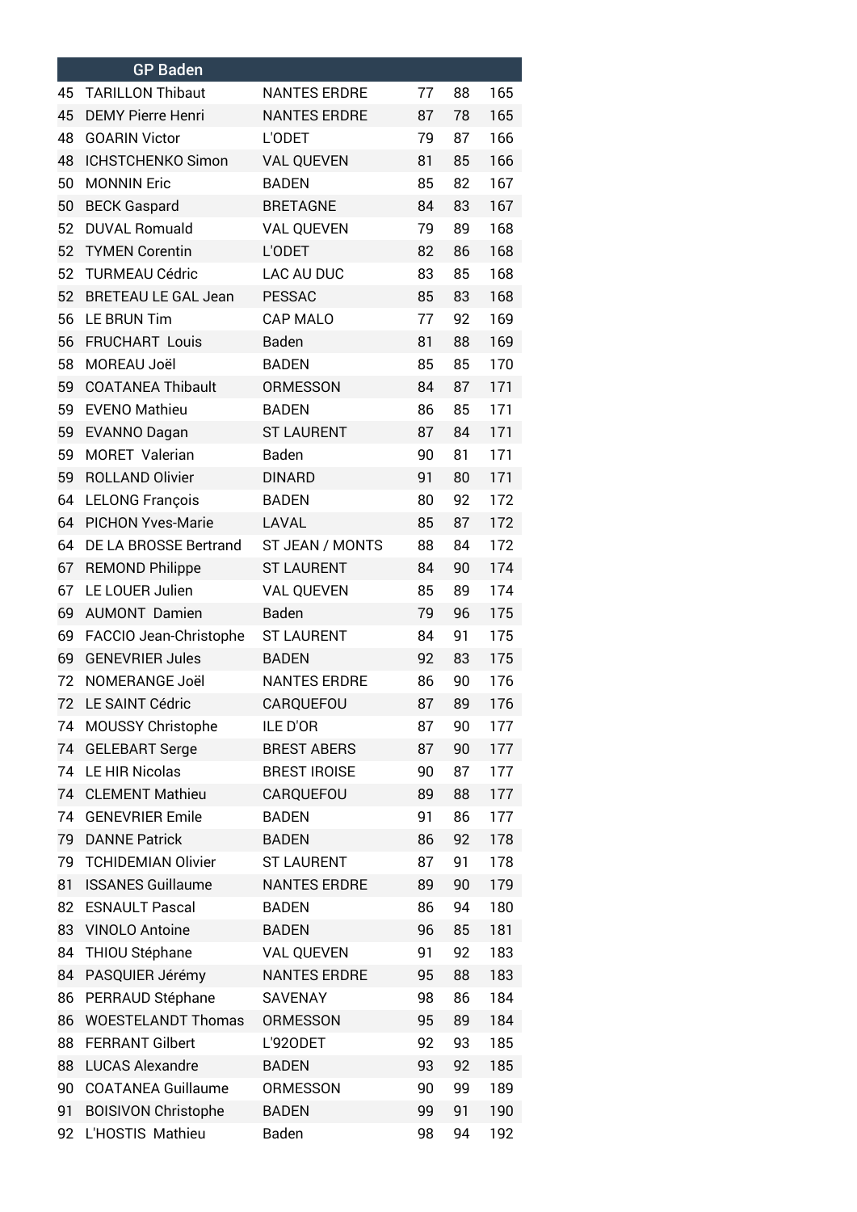| | GP Baden | | | | |
|---|---|---|---|---|---|
| 45 | TARILLON Thibaut | NANTES ERDRE | 77 | 88 | 165 |
| 45 | DEMY Pierre Henri | NANTES ERDRE | 87 | 78 | 165 |
| 48 | GOARIN Victor | L'ODET | 79 | 87 | 166 |
| 48 | ICHSTCHENKO Simon | VAL QUEVEN | 81 | 85 | 166 |
| 50 | MONNIN Eric | BADEN | 85 | 82 | 167 |
| 50 | BECK Gaspard | BRETAGNE | 84 | 83 | 167 |
| 52 | DUVAL Romuald | VAL QUEVEN | 79 | 89 | 168 |
| 52 | TYMEN Corentin | L'ODET | 82 | 86 | 168 |
| 52 | TURMEAU Cédric | LAC AU DUC | 83 | 85 | 168 |
| 52 | BRETEAU LE GAL Jean | PESSAC | 85 | 83 | 168 |
| 56 | LE BRUN Tim | CAP MALO | 77 | 92 | 169 |
| 56 | FRUCHART Louis | Baden | 81 | 88 | 169 |
| 58 | MOREAU Joël | BADEN | 85 | 85 | 170 |
| 59 | COATANEA Thibault | ORMESSON | 84 | 87 | 171 |
| 59 | EVENO Mathieu | BADEN | 86 | 85 | 171 |
| 59 | EVANNO Dagan | ST LAURENT | 87 | 84 | 171 |
| 59 | MORET Valerian | Baden | 90 | 81 | 171 |
| 59 | ROLLAND Olivier | DINARD | 91 | 80 | 171 |
| 64 | LELONG François | BADEN | 80 | 92 | 172 |
| 64 | PICHON Yves-Marie | LAVAL | 85 | 87 | 172 |
| 64 | DE LA BROSSE Bertrand | ST JEAN / MONTS | 88 | 84 | 172 |
| 67 | REMOND Philippe | ST LAURENT | 84 | 90 | 174 |
| 67 | LE LOUER Julien | VAL QUEVEN | 85 | 89 | 174 |
| 69 | AUMONT Damien | Baden | 79 | 96 | 175 |
| 69 | FACCIO Jean-Christophe | ST LAURENT | 84 | 91 | 175 |
| 69 | GENEVRIER Jules | BADEN | 92 | 83 | 175 |
| 72 | NOMERANGE Joël | NANTES ERDRE | 86 | 90 | 176 |
| 72 | LE SAINT Cédric | CARQUEFOU | 87 | 89 | 176 |
| 74 | MOUSSY Christophe | ILE D'OR | 87 | 90 | 177 |
| 74 | GELEBART Serge | BREST ABERS | 87 | 90 | 177 |
| 74 | LE HIR Nicolas | BREST IROISE | 90 | 87 | 177 |
| 74 | CLEMENT Mathieu | CARQUEFOU | 89 | 88 | 177 |
| 74 | GENEVRIER Emile | BADEN | 91 | 86 | 177 |
| 79 | DANNE Patrick | BADEN | 86 | 92 | 178 |
| 79 | TCHIDEMIAN Olivier | ST LAURENT | 87 | 91 | 178 |
| 81 | ISSANES Guillaume | NANTES ERDRE | 89 | 90 | 179 |
| 82 | ESNAULT Pascal | BADEN | 86 | 94 | 180 |
| 83 | VINOLO Antoine | BADEN | 96 | 85 | 181 |
| 84 | THIOU Stéphane | VAL QUEVEN | 91 | 92 | 183 |
| 84 | PASQUIER Jérémy | NANTES ERDRE | 95 | 88 | 183 |
| 86 | PERRAUD Stéphane | SAVENAY | 98 | 86 | 184 |
| 86 | WOESTELANDT Thomas | ORMESSON | 95 | 89 | 184 |
| 88 | FERRANT Gilbert | L'92ODET | 92 | 93 | 185 |
| 88 | LUCAS Alexandre | BADEN | 93 | 92 | 185 |
| 90 | COATANEA Guillaume | ORMESSON | 90 | 99 | 189 |
| 91 | BOISIVON Christophe | BADEN | 99 | 91 | 190 |
| 92 | L'HOSTIS Mathieu | Baden | 98 | 94 | 192 |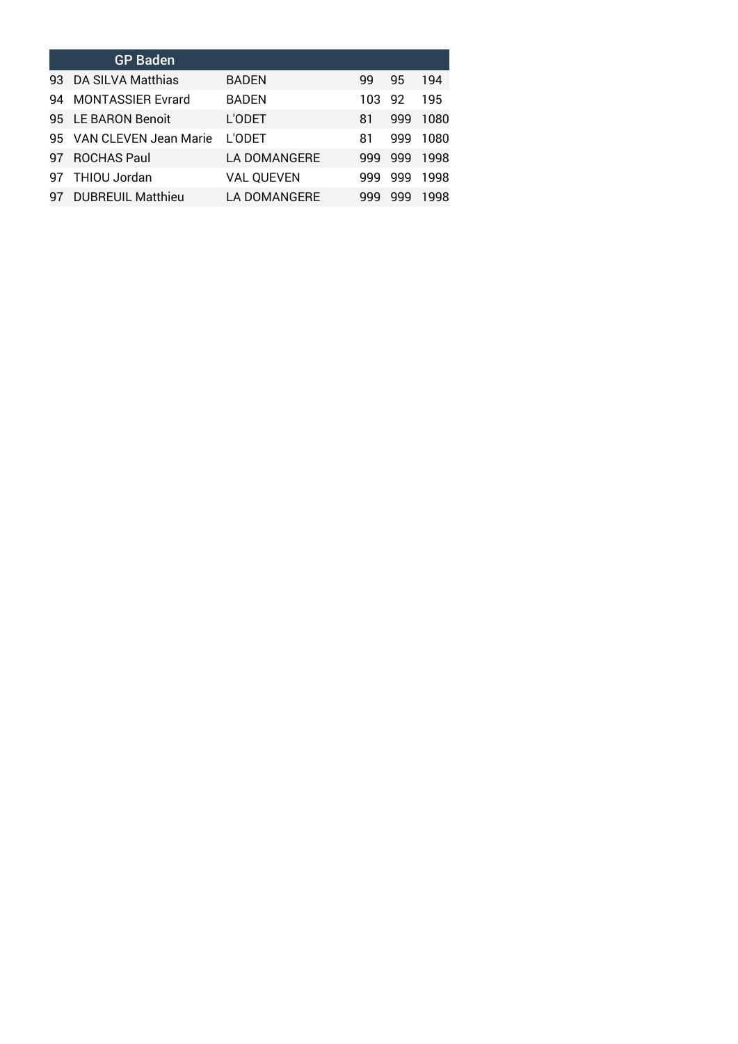| | GP Baden | | | | |
|---|---|---|---|---|---|
| 93 | DA SILVA Matthias | BADEN | 99 | 95 | 194 |
| 94 | MONTASSIER Evrard | BADEN | 103 | 92 | 195 |
| 95 | LE BARON Benoit | L'ODET | 81 | 999 | 1080 |
| 95 | VAN CLEVEN Jean Marie | L'ODET | 81 | 999 | 1080 |
| 97 | ROCHAS Paul | LA DOMANGERE | 999 | 999 | 1998 |
| 97 | THIOU Jordan | VAL QUEVEN | 999 | 999 | 1998 |
| 97 | DUBREUIL Matthieu | LA DOMANGERE | 999 | 999 | 1998 |